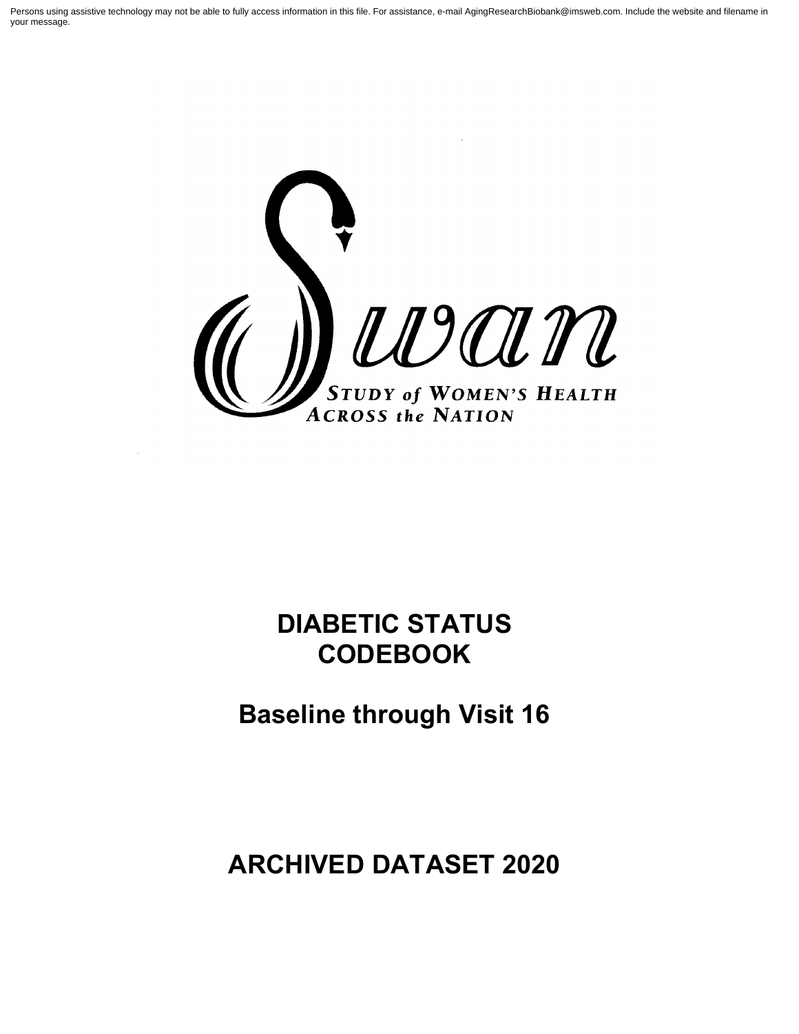Persons using assistive technology may not be able to fully access information in this file. For assistance, e-mail AgingResearchBiobank@imsweb.com. Include the website and filename in your message.

Swan

STUDY of WOMEN'S HEALTH ACROSS the NATION

# DIABETIC STATUS CODEBOOK

## Baseline through Visit 16

# ARCHIVED DATASET 2020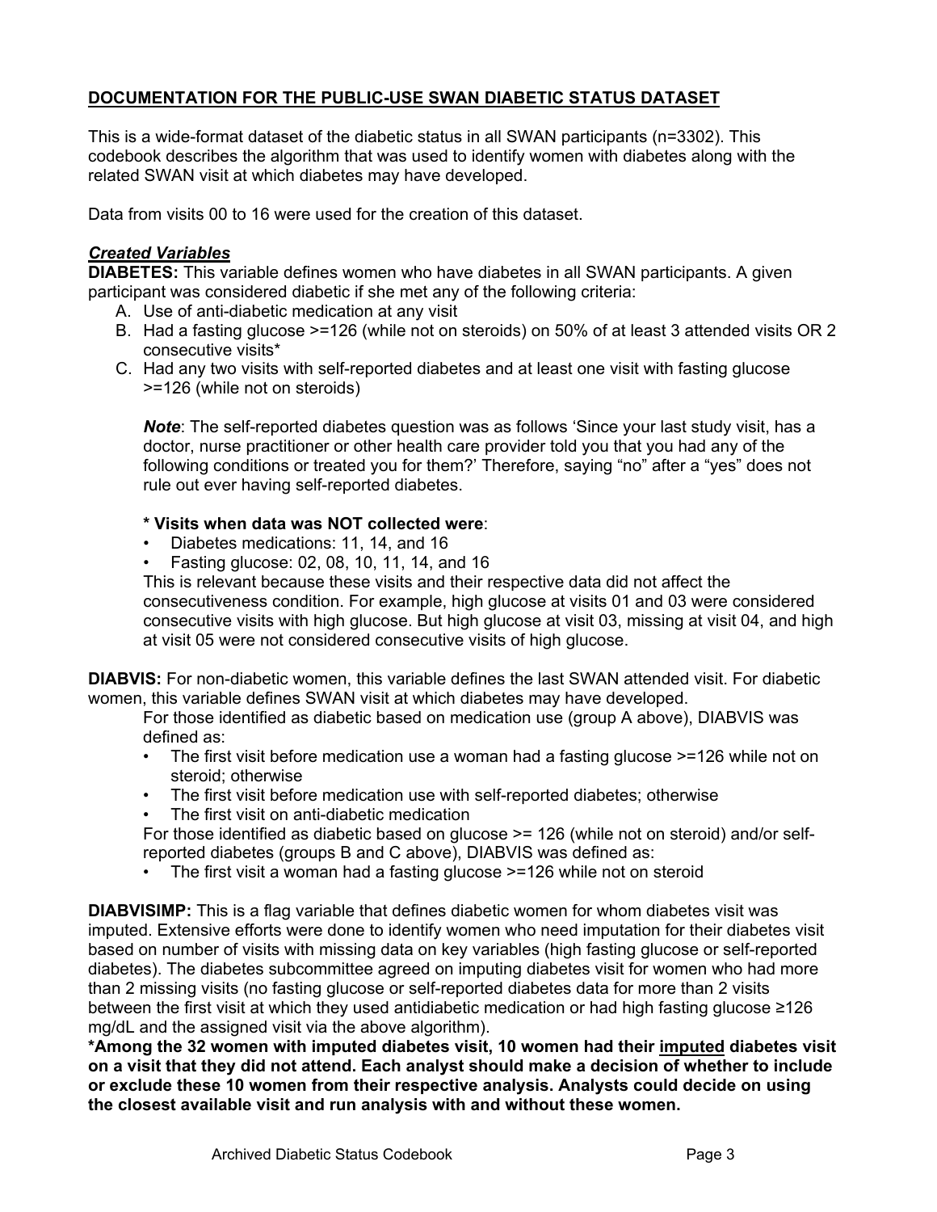## **DOCUMENTATION FOR THE PUBLIC-USE SWAN DIABETIC STATUS DATASET**

This is a wide-format dataset of the diabetic status in all SWAN participants (n=3302). This codebook describes the algorithm that was used to identify women with diabetes along with the related SWAN visit at which diabetes may have developed.

Data from visits 00 to 16 were used for the creation of this dataset.

### ***Created Variables***

**DIABETES:** This variable defines women who have diabetes in all SWAN participants. A given participant was considered diabetic if she met any of the following criteria:

A. Use of anti-diabetic medication at any visit
B. Had a fasting glucose >=126 (while not on steroids) on 50% of at least 3 attended visits OR 2 consecutive visits*
C. Had any two visits with self-reported diabetes and at least one visit with fasting glucose >=126 (while not on steroids)

***Note***: The self-reported diabetes question was as follows 'Since your last study visit, has a doctor, nurse practitioner or other health care provider told you that you had any of the following conditions or treated you for them?' Therefore, saying "no" after a "yes" does not rule out ever having self-reported diabetes.

**\* Visits when data was NOT collected were**:

- Diabetes medications: 11, 14, and 16
- Fasting glucose: 02, 08, 10, 11, 14, and 16

This is relevant because these visits and their respective data did not affect the consecutiveness condition. For example, high glucose at visits 01 and 03 were considered consecutive visits with high glucose. But high glucose at visit 03, missing at visit 04, and high at visit 05 were not considered consecutive visits of high glucose.

**DIABVIS:** For non-diabetic women, this variable defines the last SWAN attended visit. For diabetic women, this variable defines SWAN visit at which diabetes may have developed.

For those identified as diabetic based on medication use (group A above), DIABVIS was defined as:

- The first visit before medication use a woman had a fasting glucose >=126 while not on steroid; otherwise
- The first visit before medication use with self-reported diabetes; otherwise
- The first visit on anti-diabetic medication

For those identified as diabetic based on glucose >= 126 (while not on steroid) and/or self-reported diabetes (groups B and C above), DIABVIS was defined as:

- The first visit a woman had a fasting glucose >=126 while not on steroid

**DIABVISIMP:** This is a flag variable that defines diabetic women for whom diabetes visit was imputed. Extensive efforts were done to identify women who need imputation for their diabetes visit based on number of visits with missing data on key variables (high fasting glucose or self-reported diabetes). The diabetes subcommittee agreed on imputing diabetes visit for women who had more than 2 missing visits (no fasting glucose or self-reported diabetes data for more than 2 visits between the first visit at which they used antidiabetic medication or had high fasting glucose ≥126 mg/dL and the assigned visit via the above algorithm).

**\*Among the 32 women with imputed diabetes visit, 10 women had their <u>imputed</u> diabetes visit on a visit that they did not attend. Each analyst should make a decision of whether to include or exclude these 10 women from their respective analysis. Analysts could decide on using the closest available visit and run analysis with and without these women.**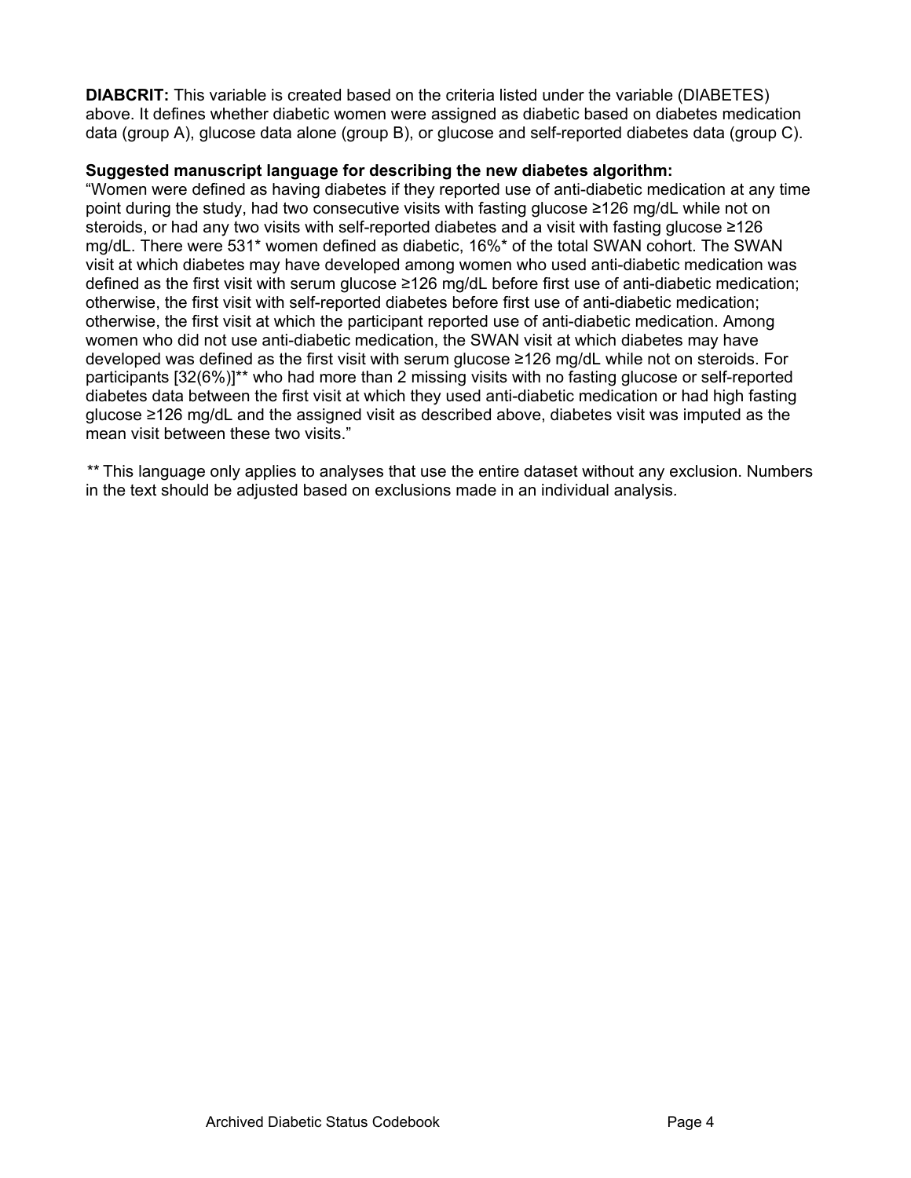**DIABCRIT:** This variable is created based on the criteria listed under the variable (DIABETES) above. It defines whether diabetic women were assigned as diabetic based on diabetes medication data (group A), glucose data alone (group B), or glucose and self-reported diabetes data (group C).

**Suggested manuscript language for describing the new diabetes algorithm:**

"Women were defined as having diabetes if they reported use of anti-diabetic medication at any time point during the study, had two consecutive visits with fasting glucose ≥126 mg/dL while not on steroids, or had any two visits with self-reported diabetes and a visit with fasting glucose ≥126 mg/dL. There were 531* women defined as diabetic, 16%* of the total SWAN cohort. The SWAN visit at which diabetes may have developed among women who used anti-diabetic medication was defined as the first visit with serum glucose ≥126 mg/dL before first use of anti-diabetic medication; otherwise, the first visit with self-reported diabetes before first use of anti-diabetic medication; otherwise, the first visit at which the participant reported use of anti-diabetic medication. Among women who did not use anti-diabetic medication, the SWAN visit at which diabetes may have developed was defined as the first visit with serum glucose ≥126 mg/dL while not on steroids. For participants [32(6%)]** who had more than 2 missing visits with no fasting glucose or self-reported diabetes data between the first visit at which they used anti-diabetic medication or had high fasting glucose ≥126 mg/dL and the assigned visit as described above, diabetes visit was imputed as the mean visit between these two visits."

** This language only applies to analyses that use the entire dataset without any exclusion. Numbers in the text should be adjusted based on exclusions made in an individual analysis.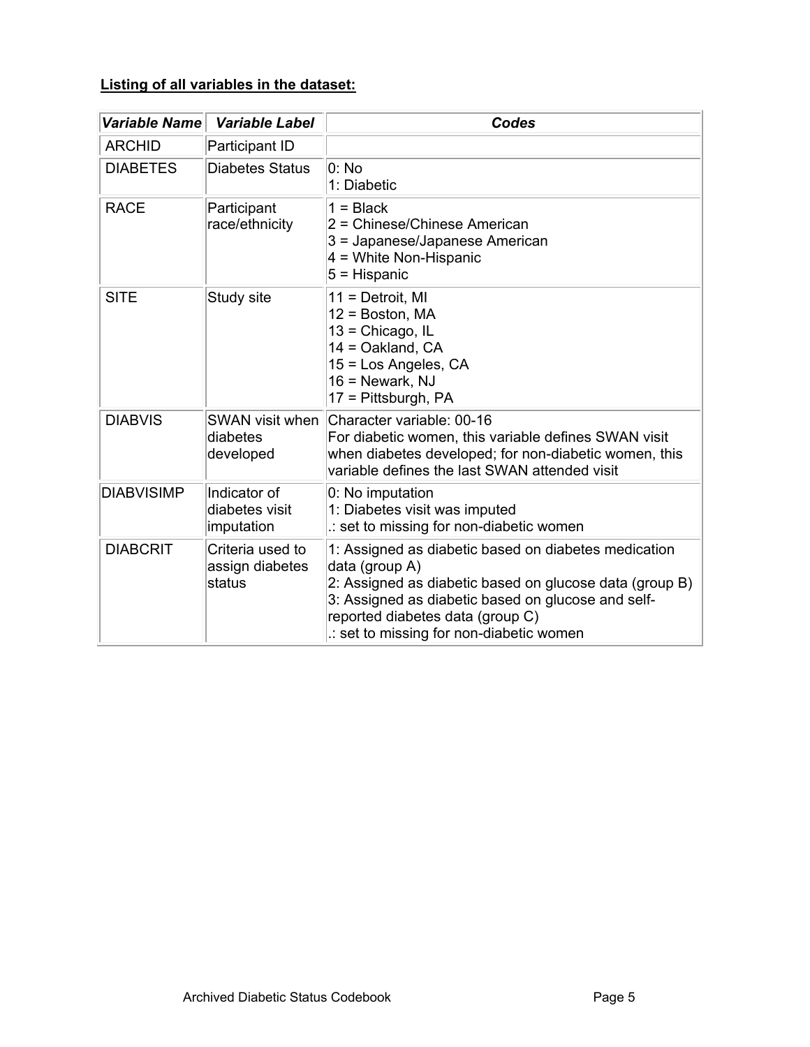**Listing of all variables in the dataset:**

| *Variable Name* | *Variable Label* | *Codes* |
| --- | --- | --- |
| ARCHID | Participant ID | |
| DIABETES | Diabetes Status | 0: No<br>1: Diabetic |
| RACE | Participant race/ethnicity | 1 = Black<br>2 = Chinese/Chinese American<br>3 = Japanese/Japanese American<br>4 = White Non-Hispanic<br>5 = Hispanic |
| SITE | Study site | 11 = Detroit, MI<br>12 = Boston, MA<br>13 = Chicago, IL<br>14 = Oakland, CA<br>15 = Los Angeles, CA<br>16 = Newark, NJ<br>17 = Pittsburgh, PA |
| DIABVIS | SWAN visit when diabetes developed | Character variable: 00-16<br>For diabetic women, this variable defines SWAN visit when diabetes developed; for non-diabetic women, this variable defines the last SWAN attended visit |
| DIABVISIMP | Indicator of diabetes visit imputation | 0: No imputation<br>1: Diabetes visit was imputed<br>.: set to missing for non-diabetic women |
| DIABCRIT | Criteria used to assign diabetes status | 1: Assigned as diabetic based on diabetes medication data (group A)<br>2: Assigned as diabetic based on glucose data (group B)<br>3: Assigned as diabetic based on glucose and self-reported diabetes data (group C)<br>.: set to missing for non-diabetic women |